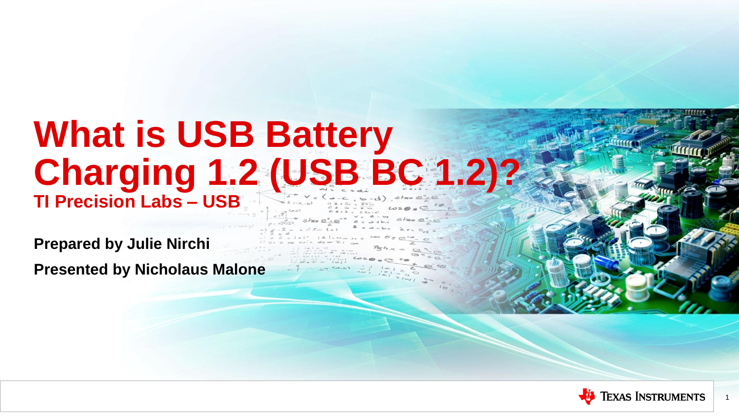# What is USB Battery Charging 1.2 (USB BC 1.2)?

**TI Precision Labs – USB**

**Prepared by Julie Nirchi**

**Presented by Nicholaus Malone**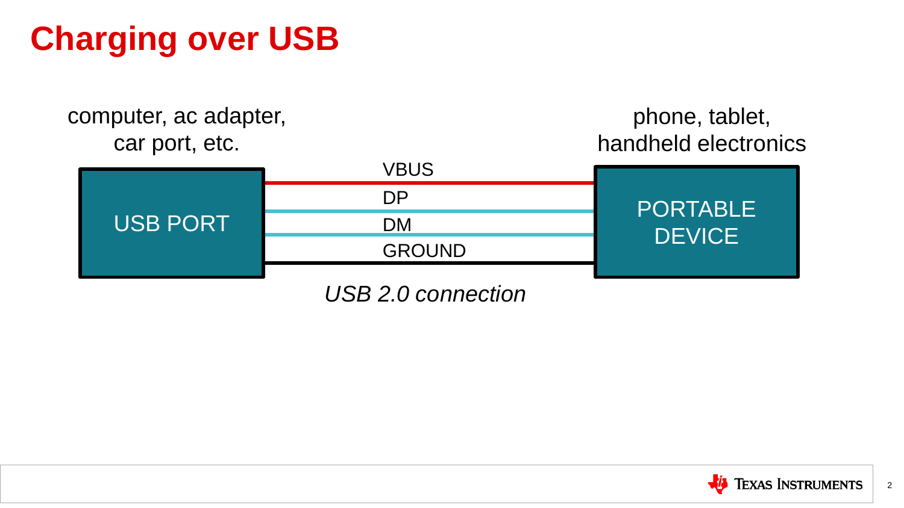# Charging over USB

computer, ac adapter, car port, etc.

phone, tablet, handheld electronics

USB PORT

VBUS

DP

DM

GROUND

PORTABLE DEVICE

*USB 2.0 connection*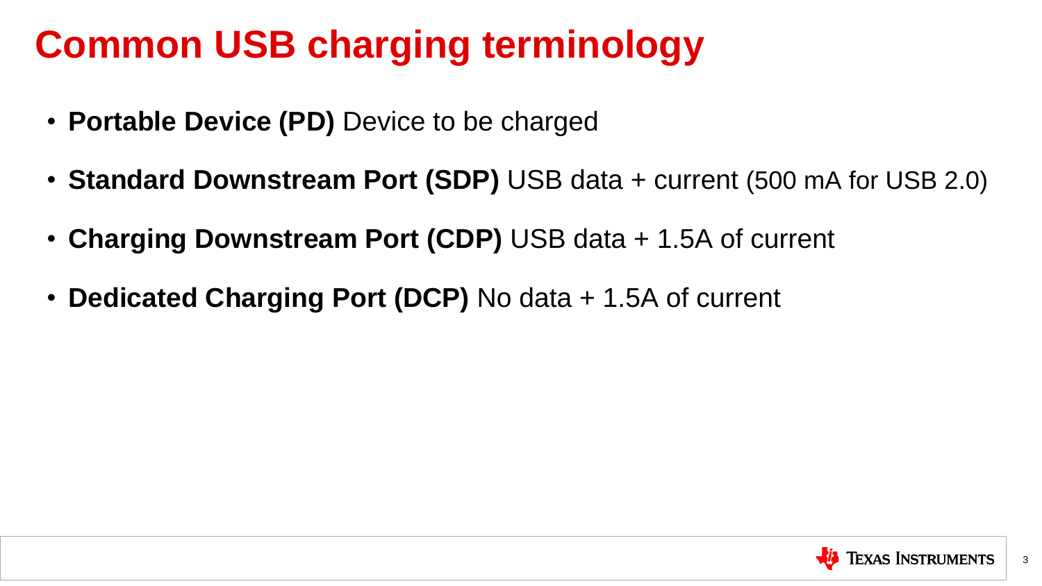# Common USB charging terminology

- **Portable Device (PD)** Device to be charged
- **Standard Downstream Port (SDP)** USB data + current (500 mA for USB 2.0)
- **Charging Downstream Port (CDP)** USB data + 1.5A of current
- **Dedicated Charging Port (DCP)** No data + 1.5A of current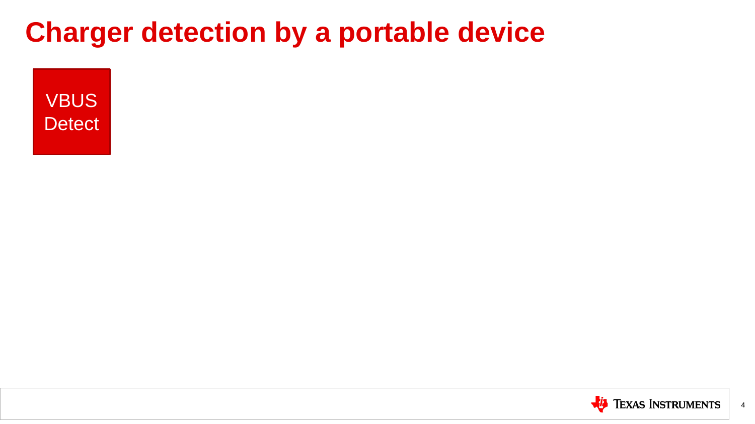# Charger detection by a portable device

VBUS Detect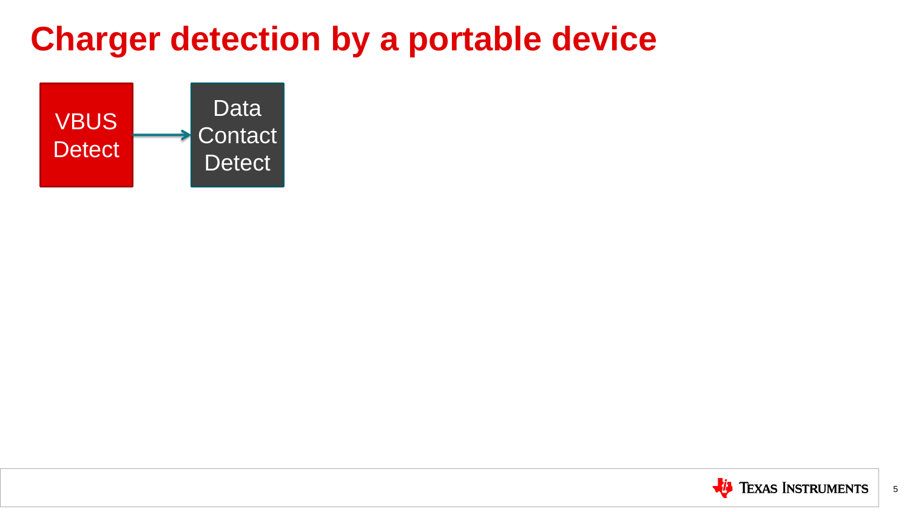# Charger detection by a portable device

VBUS Detect → Data Contact Detect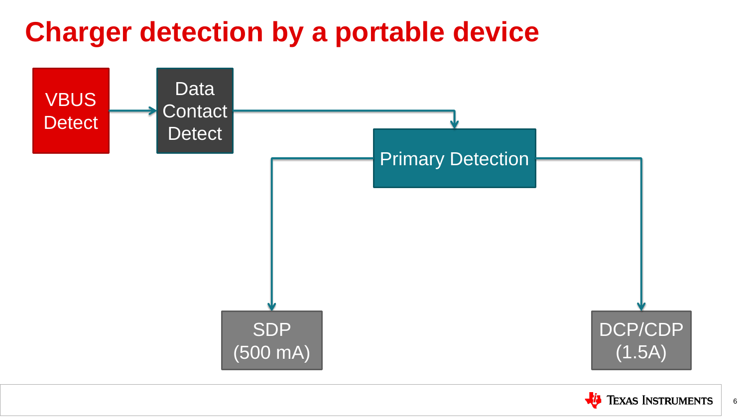# Charger detection by a portable device

VBUS Detect → Data Contact Detect → Primary Detection

Primary Detection → SDP (500 mA)

Primary Detection → DCP/CDP (1.5A)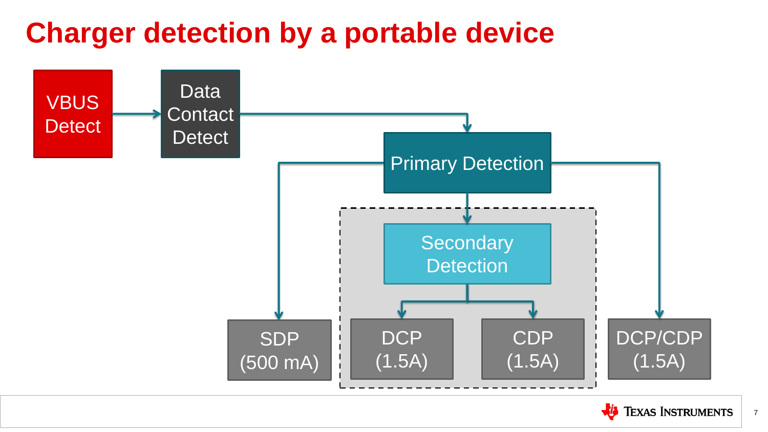# Charger detection by a portable device

VBUS Detect → Data Contact Detect → Primary Detection

Primary Detection → SDP (500 mA)

Primary Detection → Secondary Detection → DCP (1.5A)

Primary Detection → Secondary Detection → CDP (1.5A)

Primary Detection → DCP/CDP (1.5A)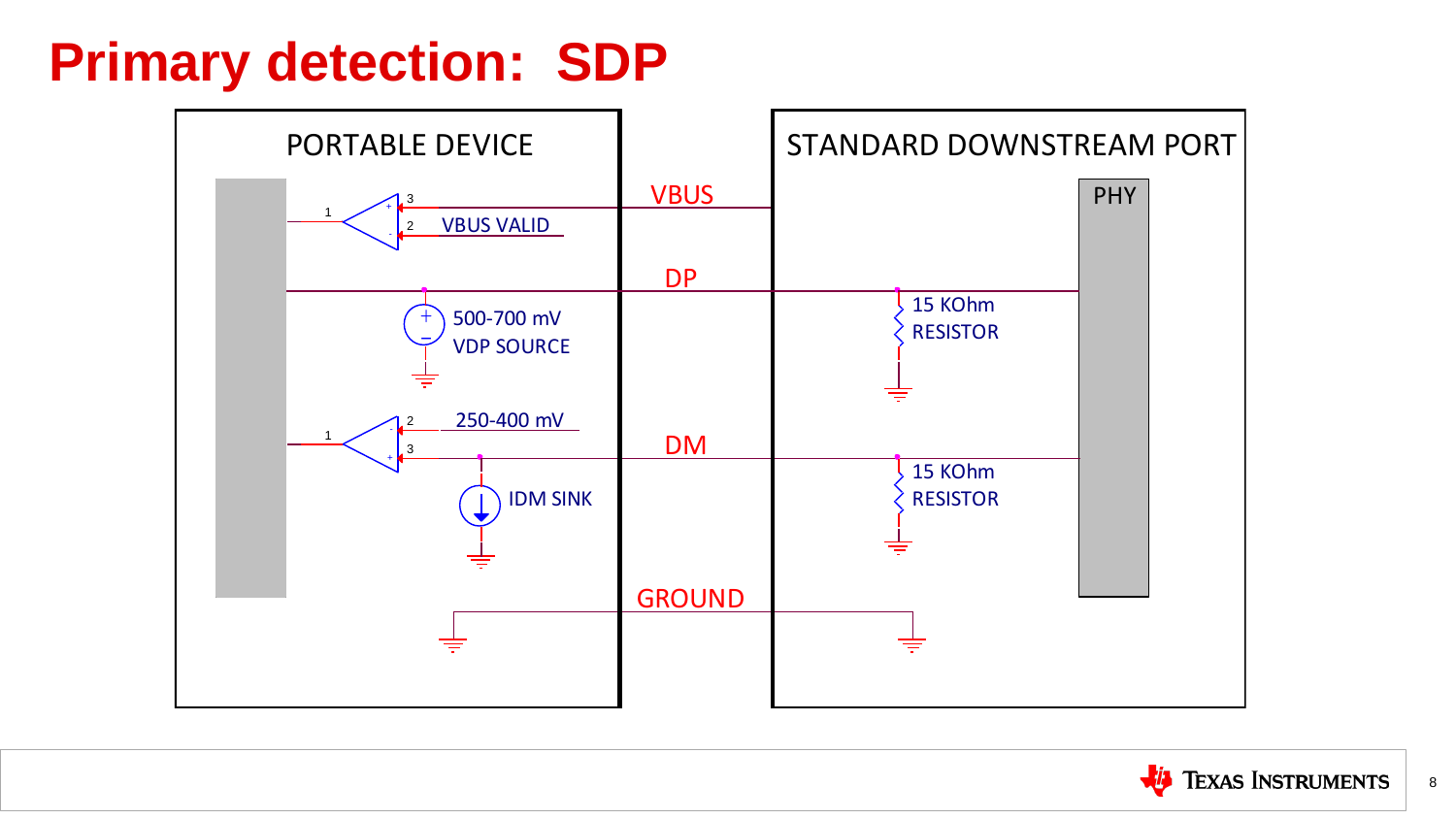# Primary detection: SDP

PORTABLE DEVICE

STANDARD DOWNSTREAM PORT

PHY

VBUS

VBUS VALID

DP

500-700 mV

VDP SOURCE

15 KOhm

RESISTOR

250-400 mV

DM

IDM SINK

15 KOhm

RESISTOR

GROUND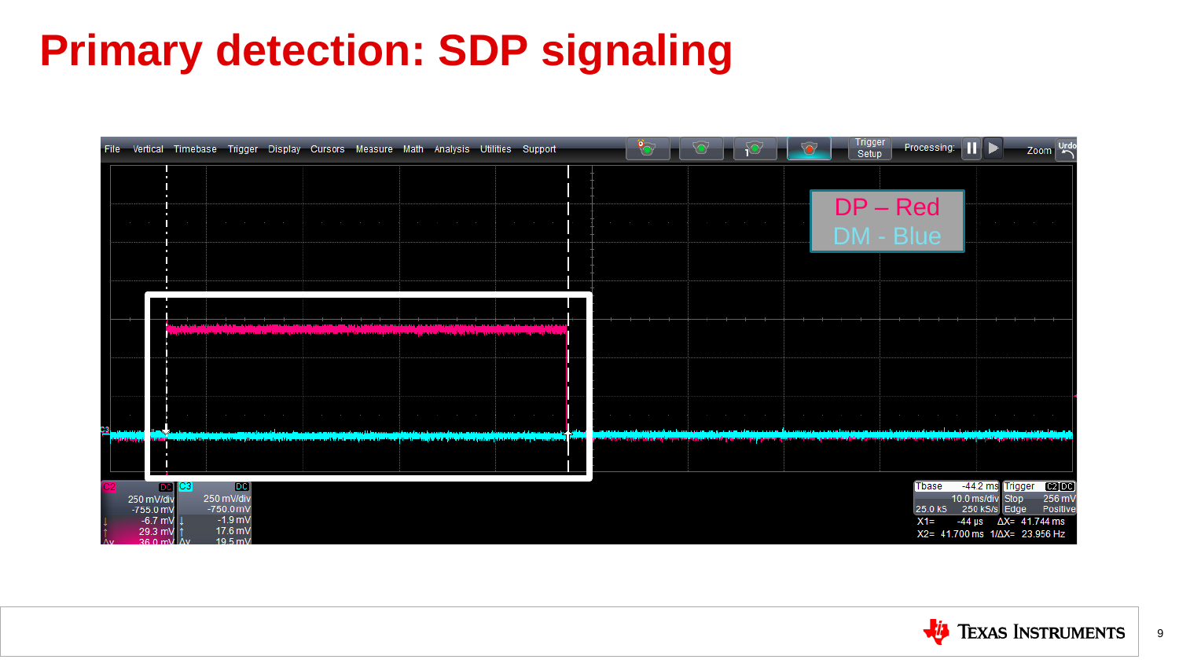# Primary detection: SDP signaling

DP – Red
DM - Blue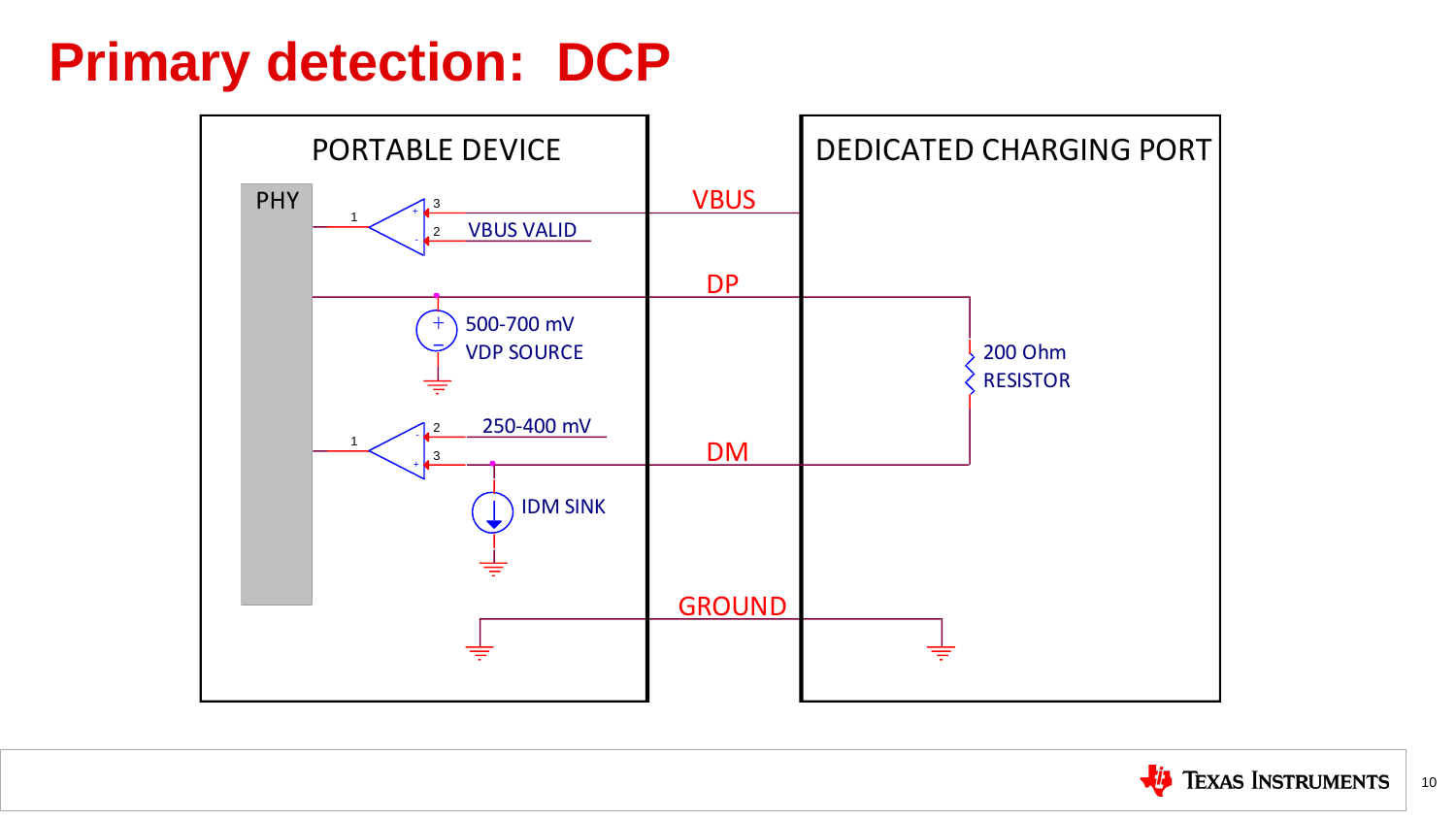# Primary detection: DCP

PORTABLE DEVICE

DEDICATED CHARGING PORT

PHY

VBUS

VBUS VALID

DP

500-700 mV
VDP SOURCE

200 Ohm
RESISTOR

250-400 mV

DM

IDM SINK

GROUND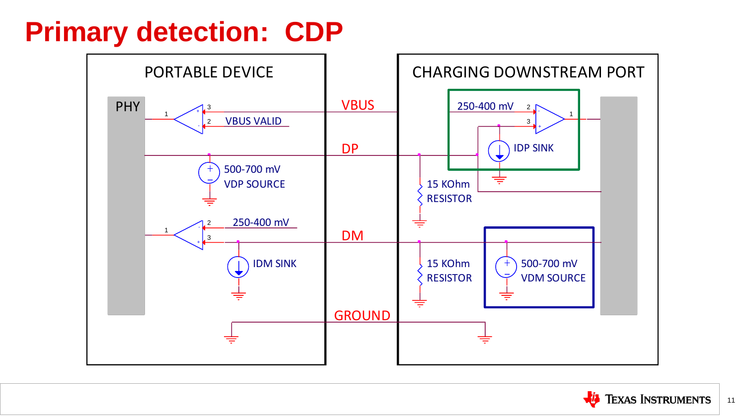# Primary detection: CDP

PORTABLE DEVICE

PHY

VBUS VALID

500-700 mV
VDP SOURCE

250-400 mV

IDM SINK

VBUS

DP

DM

GROUND

CHARGING DOWNSTREAM PORT

250-400 mV

IDP SINK

15 KOhm
RESISTOR

15 KOhm
RESISTOR

500-700 mV
VDM SOURCE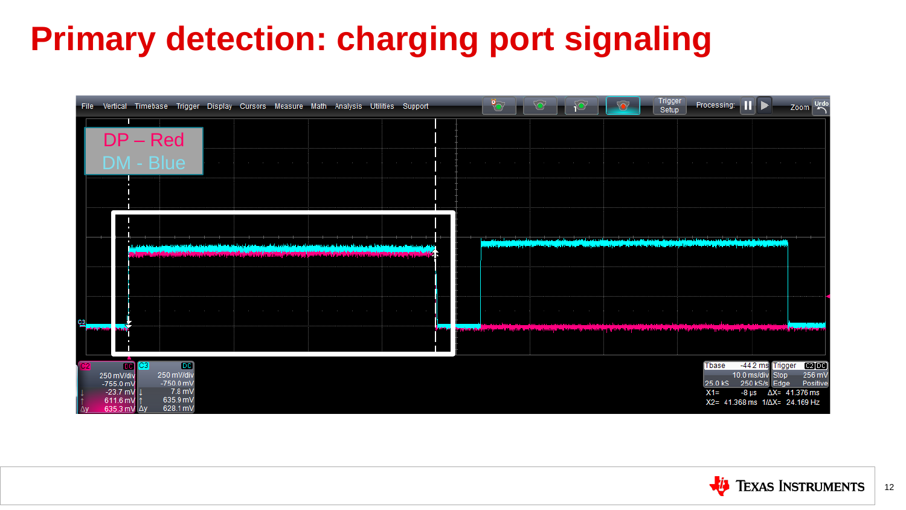# Primary detection: charging port signaling

DP – Red
DM - Blue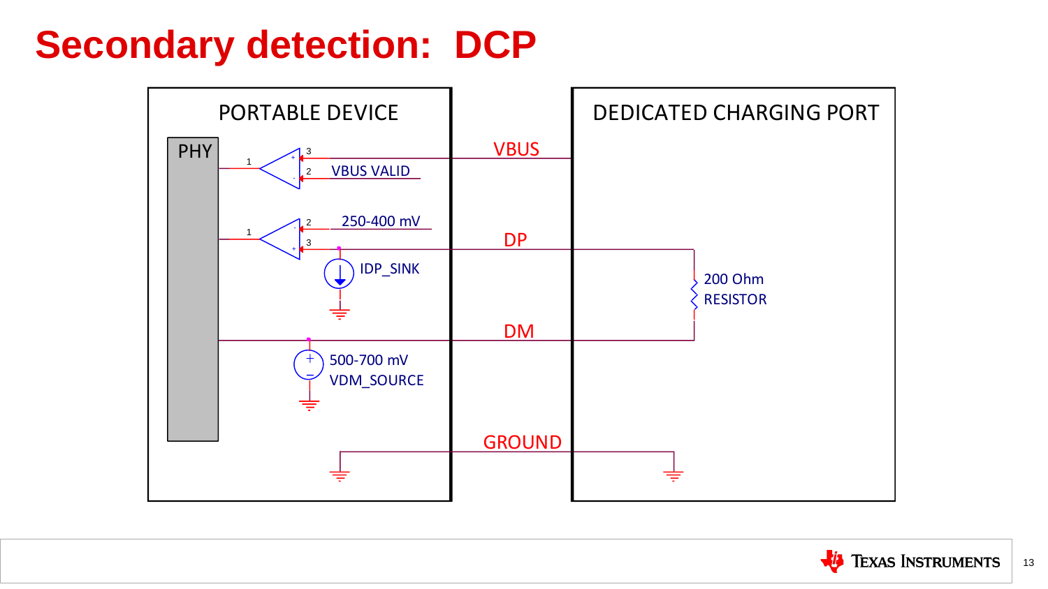# Secondary detection: DCP

PORTABLE DEVICE

DEDICATED CHARGING PORT

PHY

VBUS

VBUS VALID

250-400 mV

DP

IDP_SINK

200 Ohm RESISTOR

DM

500-700 mV VDM_SOURCE

GROUND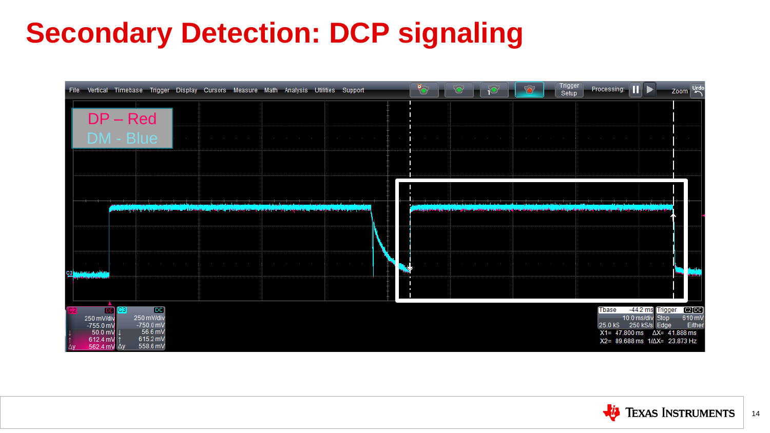# Secondary Detection: DCP signaling

DP – Red

DM - Blue

| C2 | DC |
| --- | --- |
| 250 mV/div | |
| -755.0 mV | |
| ↓ | 50.0 mV |
| ↑ | 612.4 mV |
| Δy | 562.4 mV |

| C3 | DC |
| --- | --- |
| 250 mV/div | |
| -750.0 mV | |
| ↓ | 56.6 mV |
| ↑ | 615.2 mV |
| Δy | 558.6 mV |

| Tbase | -44.2 ms | Trigger | C2 DC |
| --- | --- | --- | --- |
| | 10.0 ms/div | Stop | 610 mV |
| 25.0 kS | 250 kS/s | Edge | Either |

X1= 47.800 ms ΔX= 41.888 ms

X2= 89.688 ms 1/ΔX= 23.873 Hz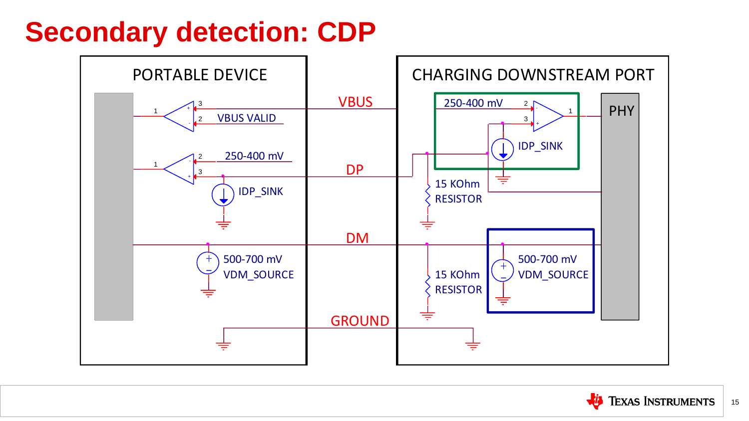# Secondary detection: CDP

PORTABLE DEVICE

CHARGING DOWNSTREAM PORT

VBUS

VBUS VALID

250-400 mV

IDP_SINK

DP

DM

500-700 mV

VDM_SOURCE

GROUND

250-400 mV

IDP_SINK

PHY

15 KOhm RESISTOR

15 KOhm RESISTOR

500-700 mV

VDM_SOURCE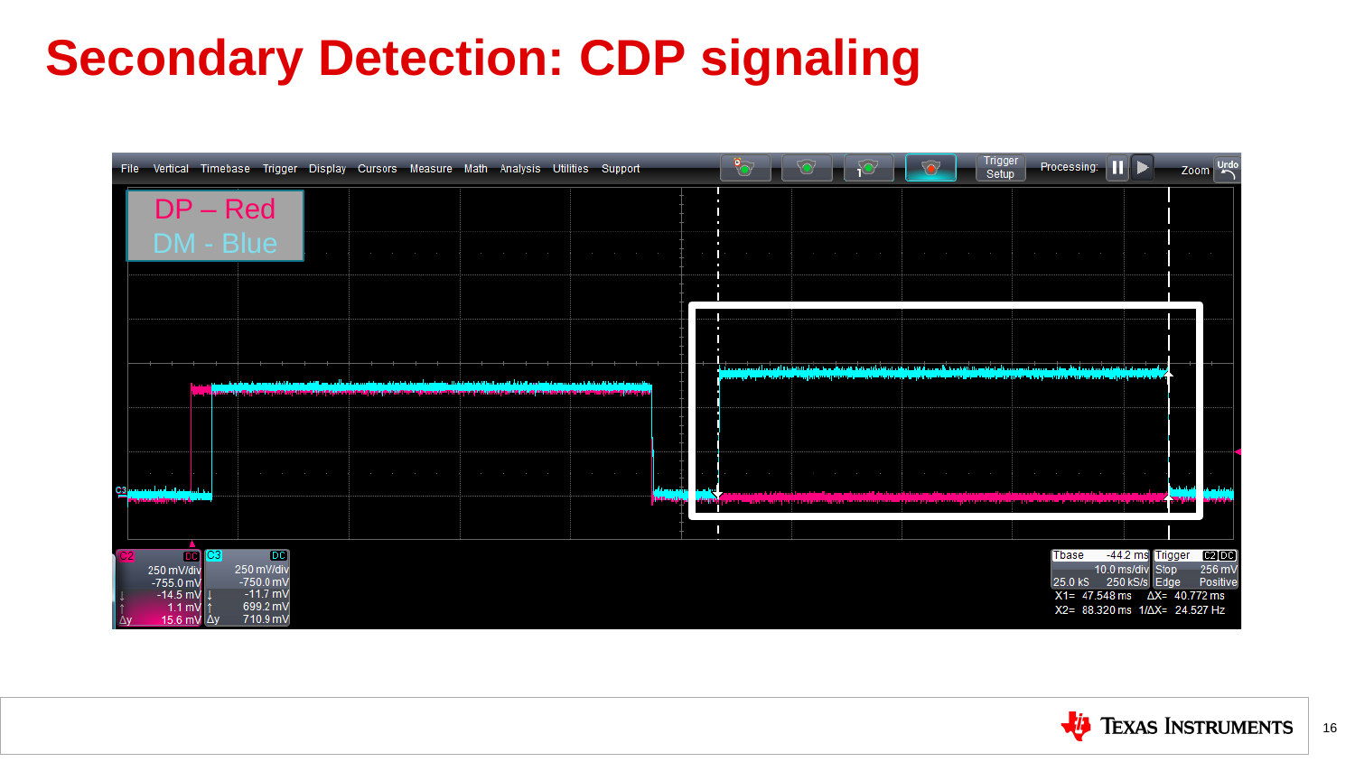# Secondary Detection: CDP signaling

DP – Red
DM - Blue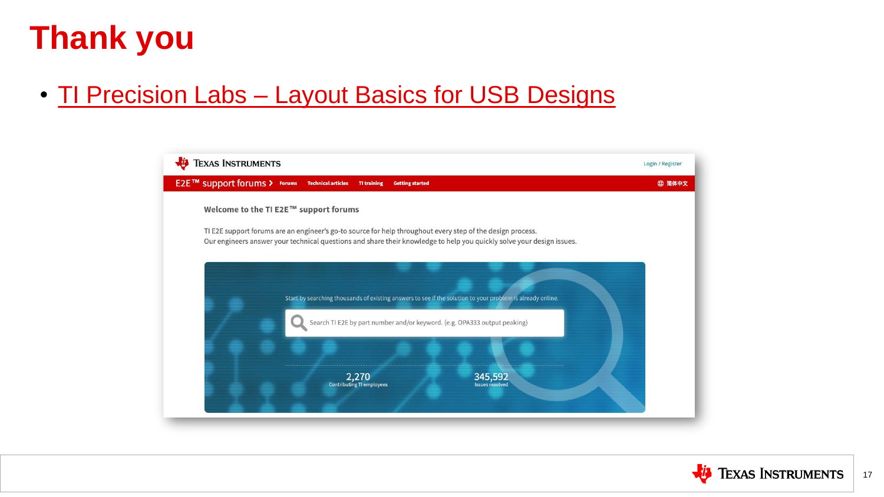# Thank you

- TI Precision Labs – Layout Basics for USB Designs

Texas Instruments

E2E™ support forums › Forums Technical articles TI training Getting started

Login / Register

简体中文

Welcome to the TI E2E™ support forums

TI E2E support forums are an engineer's go-to source for help throughout every step of the design process.
Our engineers answer your technical questions and share their knowledge to help you quickly solve your design issues.

Start by searching thousands of existing answers to see if the solution to your problem is already online.

Search TI E2E by part number and/or keyword. (e.g. OPA333 output peaking)

2,270
Contributing TI employees

345,592
Issues resolved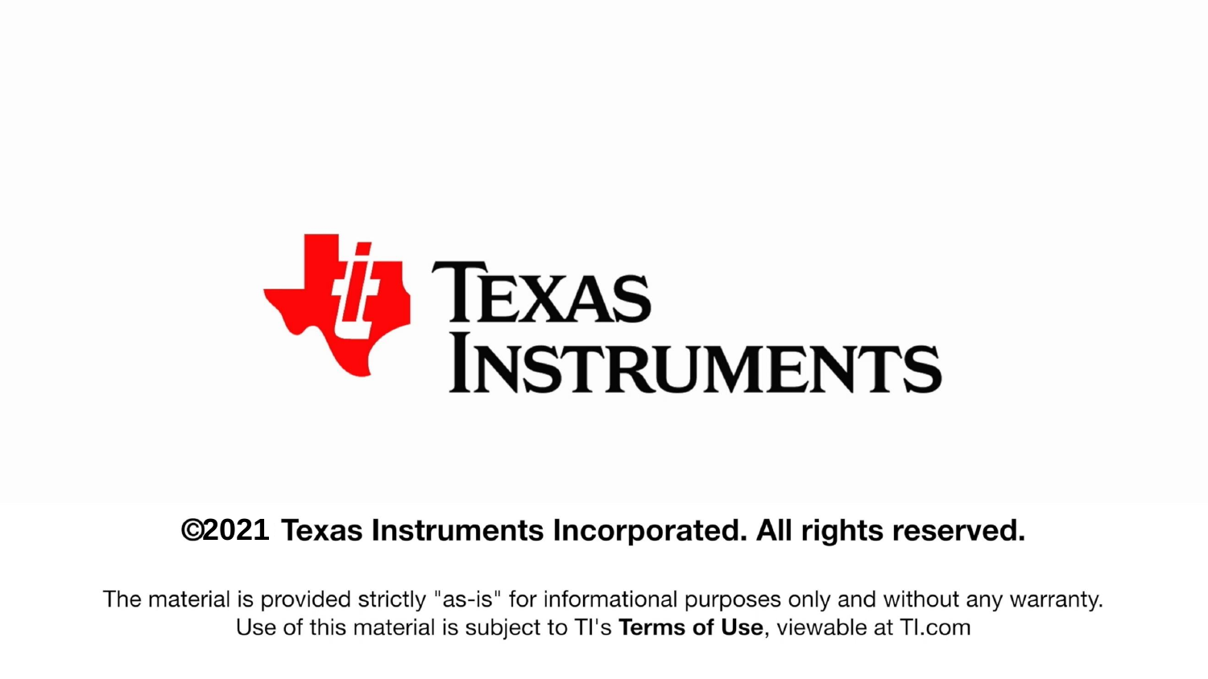TEXAS INSTRUMENTS

**©2021 Texas Instruments Incorporated. All rights reserved.**

The material is provided strictly "as-is" for informational purposes only and without any warranty.
Use of this material is subject to TI's **Terms of Use**, viewable at TI.com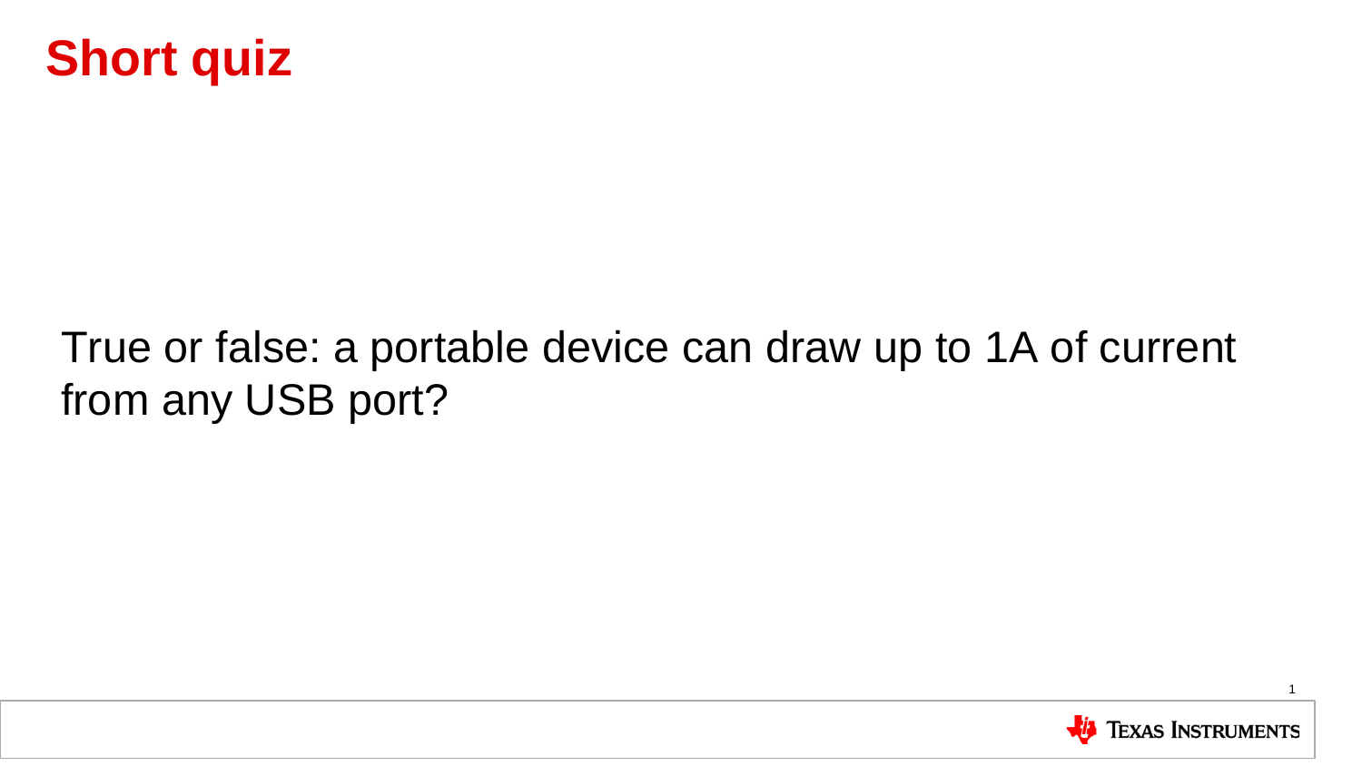# Short quiz

True or false: a portable device can draw up to 1A of current from any USB port?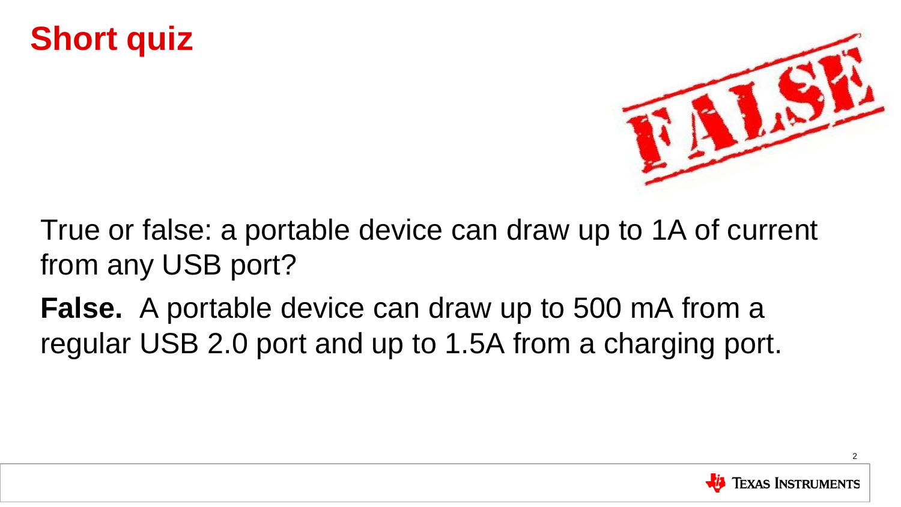# Short quiz

True or false: a portable device can draw up to 1A of current from any USB port?

**False.** A portable device can draw up to 500 mA from a regular USB 2.0 port and up to 1.5A from a charging port.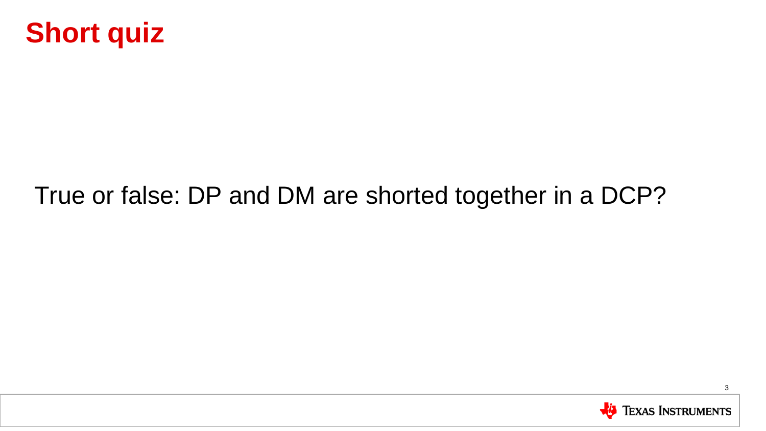# Short quiz

True or false: DP and DM are shorted together in a DCP?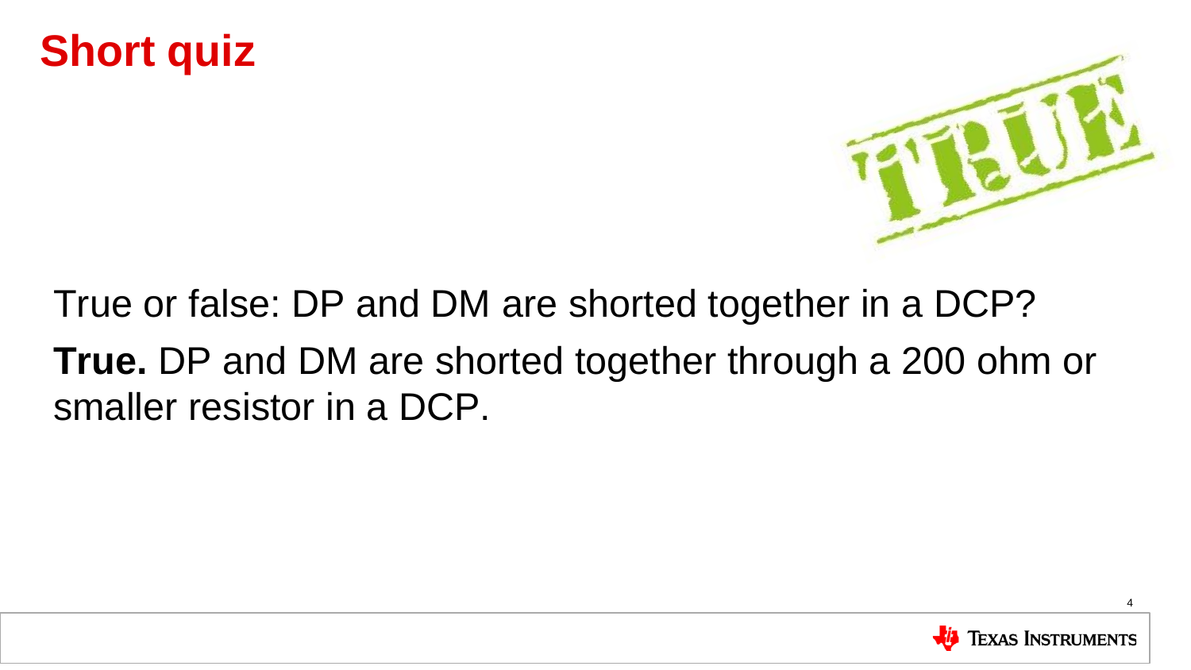# Short quiz

True or false: DP and DM are shorted together in a DCP?

**True.** DP and DM are shorted together through a 200 ohm or smaller resistor in a DCP.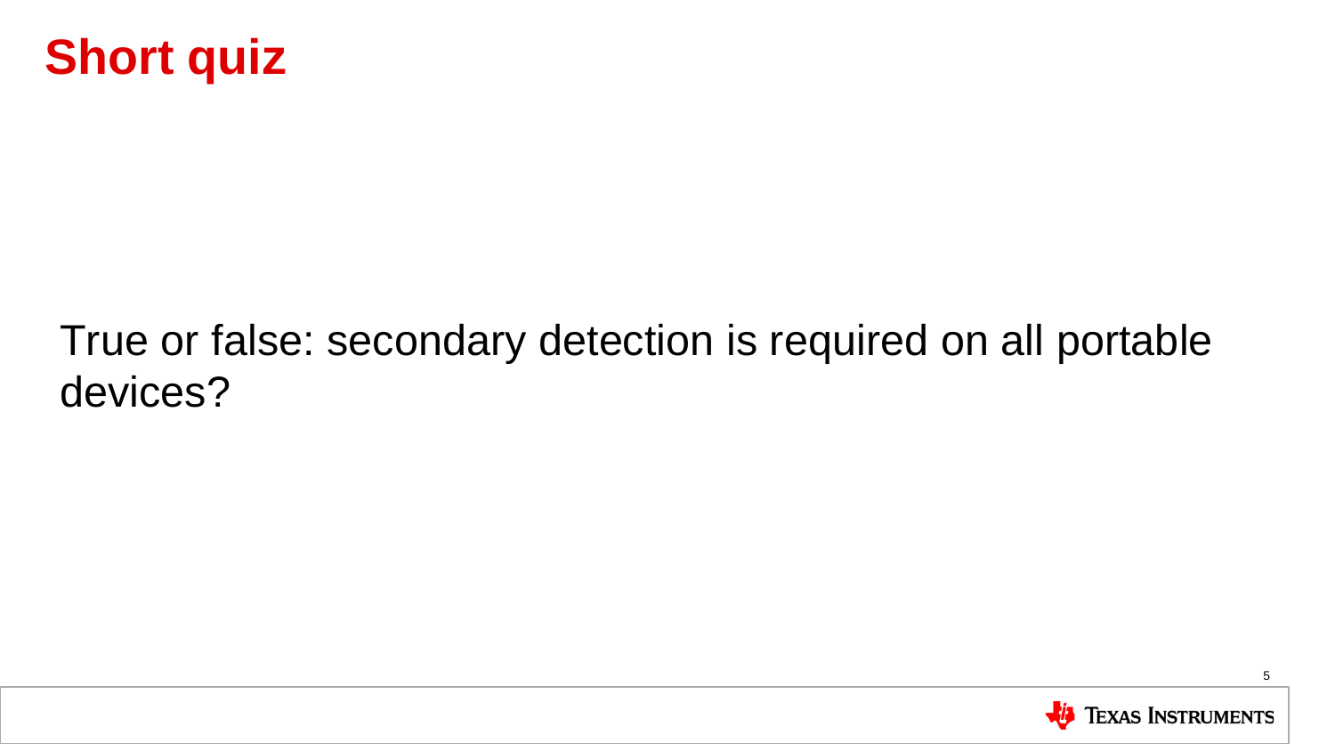# Short quiz

True or false: secondary detection is required on all portable devices?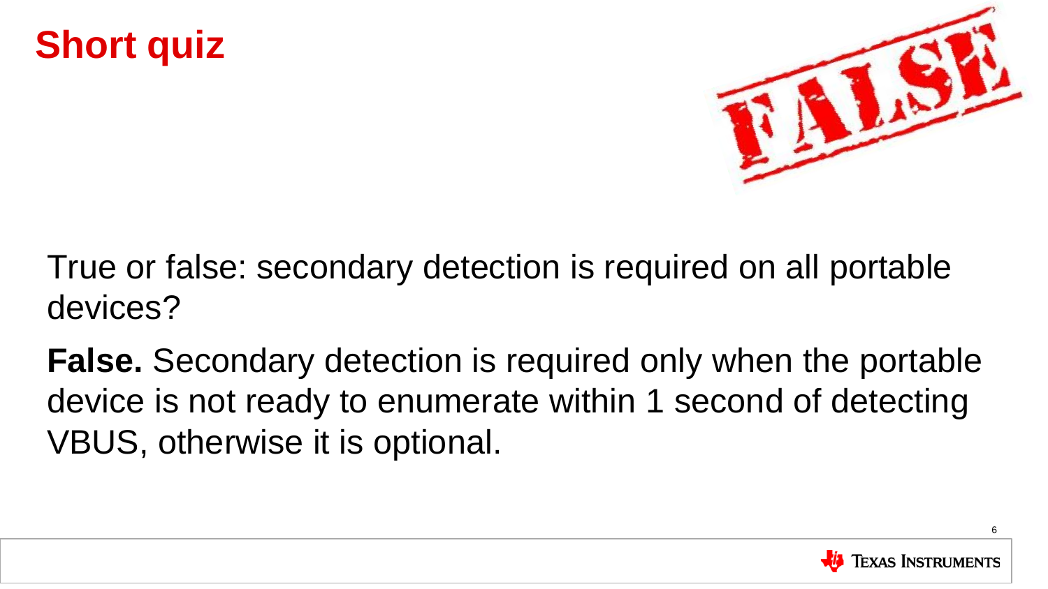# Short quiz

True or false: secondary detection is required on all portable devices?

**False.** Secondary detection is required only when the portable device is not ready to enumerate within 1 second of detecting VBUS, otherwise it is optional.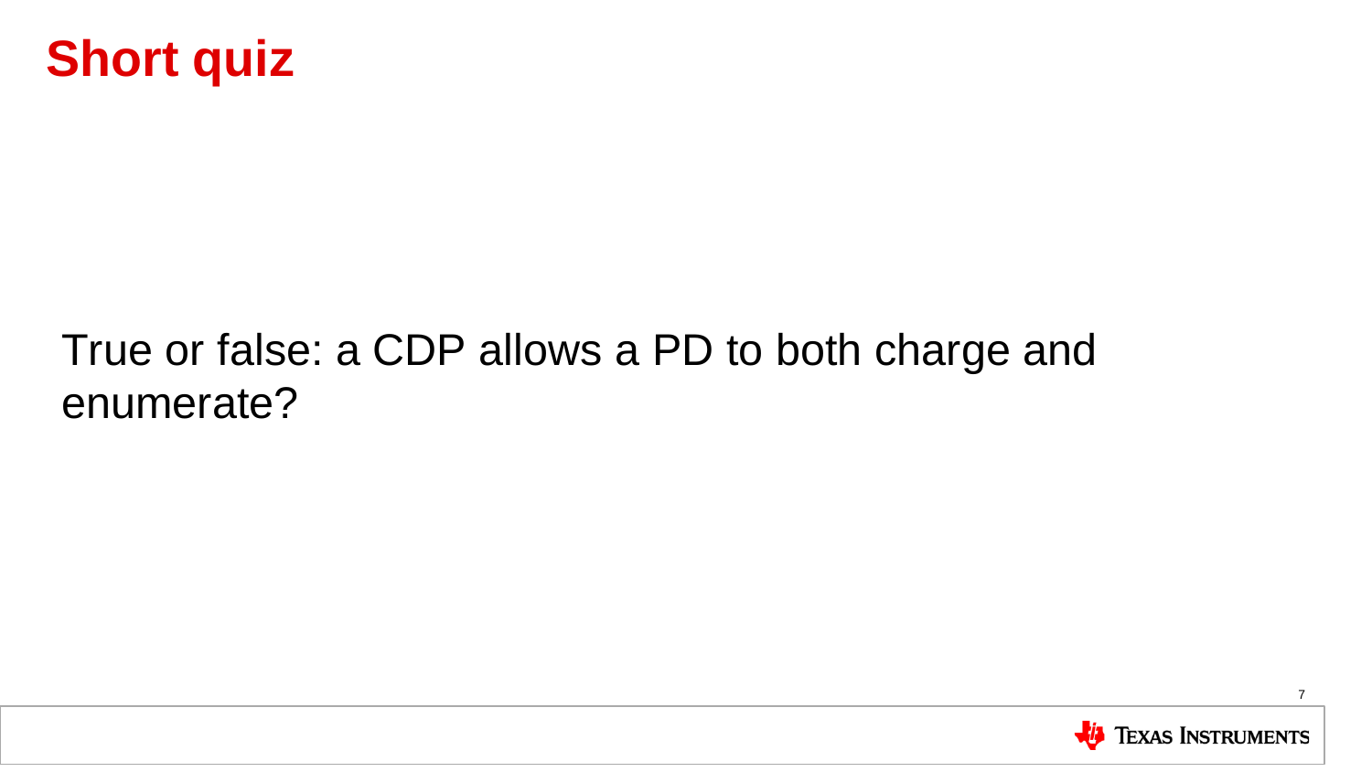# Short quiz

True or false: a CDP allows a PD to both charge and enumerate?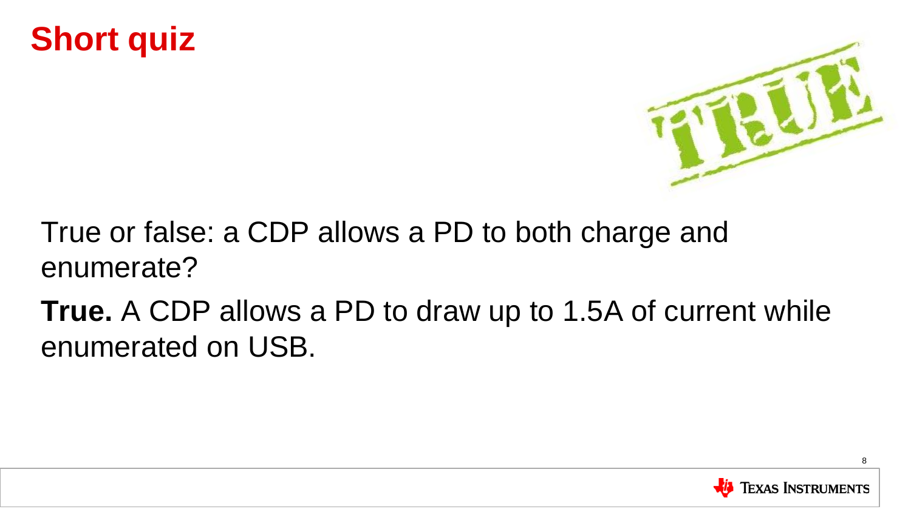# Short quiz

True or false: a CDP allows a PD to both charge and enumerate?

**True.** A CDP allows a PD to draw up to 1.5A of current while enumerated on USB.